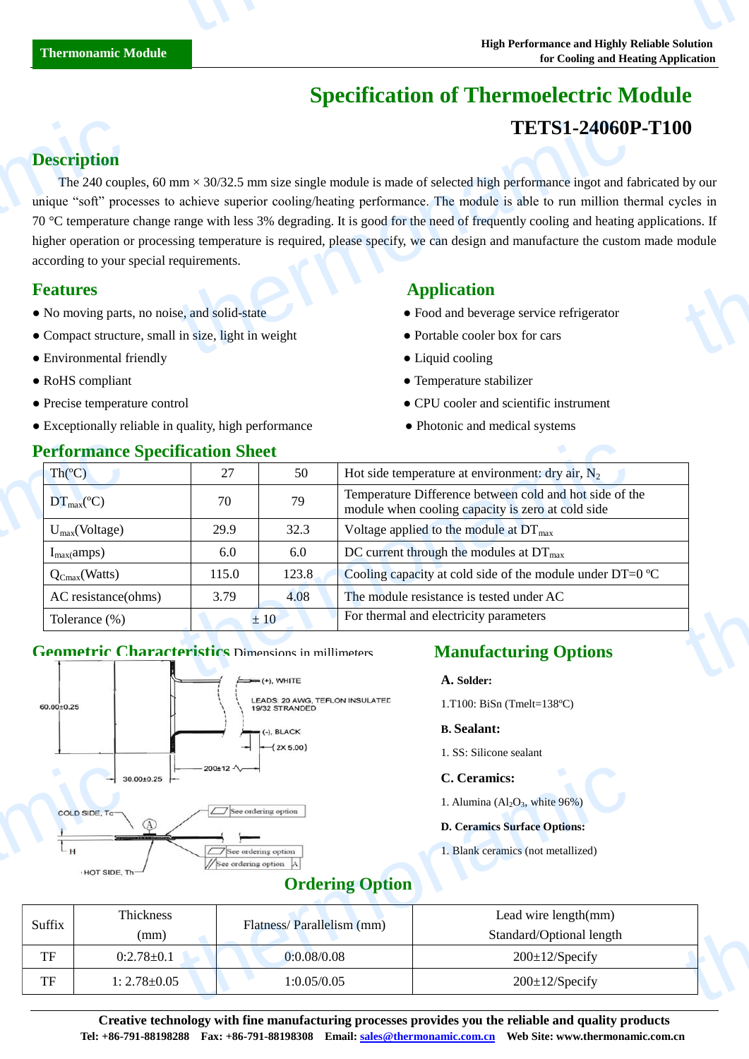# Specification of Thermoelectric Module

## TETS1-24060P-T100

## Description

The 240 couples, 60 mm × 30/32.5 mm size single module is made of selected high performance ingot and fabricated by our unique "soft" processes to achieve superior cooling/heating performance. The module is able to run million thermal cycles in 70 °C temperature change range with less 3% degrading. It is good for the need of frequently cooling and heating applications. If higher operation or processing temperature is required, please specify, we can design and manufacture the custom made module according to your special requirements.

## Features

- No moving parts, no noise, and solid-state
- Compact structure, small in size, light in weight
- Environmental friendly
- RoHS compliant
- Precise temperature control
- Exceptionally reliable in quality, high performance

## Application

- Food and beverage service refrigerator
- Portable cooler box for cars
- Liquid cooling
- Temperature stabilizer
- CPU cooler and scientific instrument
- Photonic and medical systems

## Performance Specification Sheet

| Th(ºC) | 27 | 50 | Hot side temperature at environment: dry air, $N_2$ |
|---|---|---|---|
| $DT_{max}$(ºC) | 70 | 79 | Temperature Difference between cold and hot side of the module when cooling capacity is zero at cold side |
| $U_{max}$(Voltage) | 29.9 | 32.3 | Voltage applied to the module at $DT_{max}$ |
| $I_{max}$(amps) | 6.0 | 6.0 | DC current through the modules at $DT_{max}$ |
| $Q_{Cmax}$(Watts) | 115.0 | 123.8 | Cooling capacity at cold side of the module under DT=0 ºC |
| AC resistance(ohms) | 3.79 | 4.08 | The module resistance is tested under AC |
| Tolerance (%) | ± 10 | | For thermal and electricity parameters |

## Geometric Characteristics Dimensions in millimeters

60.00±0.25

30.00±0.25

200±12

(+), WHITE

LEADS: 20 AWG, TEFLON INSULATED 19/32 STRANDED

(-), BLACK

(2X 5.00)

COLD SIDE, Tc

HOT SIDE, Th

H

A

See ordering option

See ordering option

See ordering option A

## Manufacturing Options

**A. Solder:**

1.T100: BiSn (Tmelt=138ºC)

**B. Sealant:**

1. SS: Silicone sealant

**C. Ceramics:**

1. Alumina ($Al_2O_3$, white 96%)

**D. Ceramics Surface Options:**

1. Blank ceramics (not metallized)

## Ordering Option

| Suffix | Thickness (mm) | Flatness/ Parallelism (mm) | Lead wire length(mm) Standard/Optional length |
|---|---|---|---|
| TF | 0:2.78±0.1 | 0:0.08/0.08 | 200±12/Specify |
| TF | 1: 2.78±0.05 | 1:0.05/0.05 | 200±12/Specify |

**Creative technology with fine manufacturing processes provides you the reliable and quality products**

**Tel: +86-791-88198288 Fax: +86-791-88198308 Email: sales@thermonamic.com.cn Web Site: www.thermonamic.com.cn**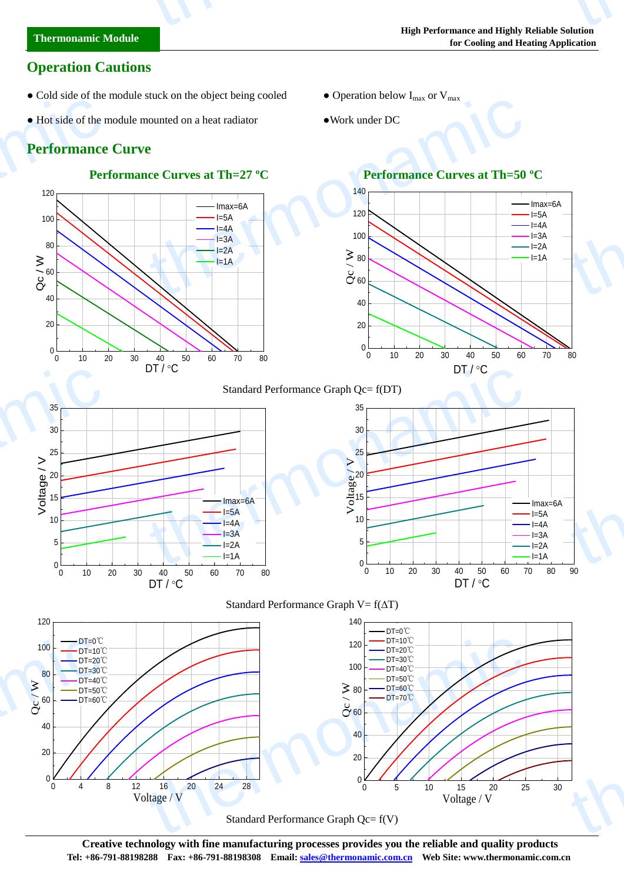## Operation Cautions

- Cold side of the module stuck on the object being cooled
- Hot side of the module mounted on a heat radiator
- Operation below $I_{max}$ or $V_{max}$
- Work under DC

## Performance Curve

**Performance Curves at Th=27 ºC**

**Performance Curves at Th=50 ºC**

Standard Performance Graph Qc= f(DT)

Standard Performance Graph V= f(ΔT)

Standard Performance Graph Qc= f(V)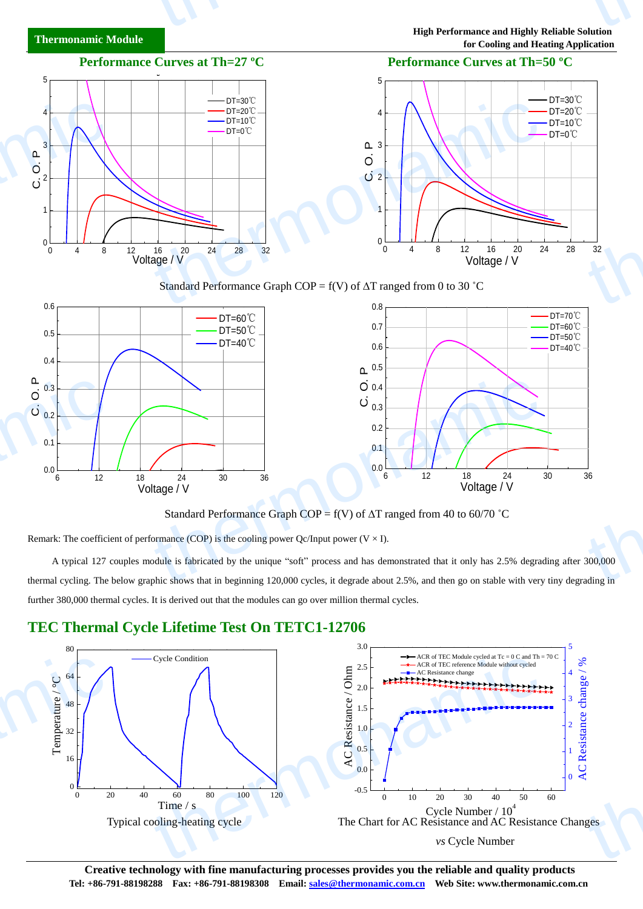## Performance Curves at Th=27 ºC

C. O. P
Voltage / V
0 4 8 12 16 20 24 28 32
0 1 2 3 4 5
DT=30℃
DT=20℃
DT=10℃
DT=0℃

## Performance Curves at Th=50 ºC

C. O. P
Voltage / V
0 4 8 12 16 20 24 28 32
0 1 2 3 4 5
DT=30℃
DT=20℃
DT=10℃
DT=0℃

Standard Performance Graph COP = f(V) of ΔT ranged from 0 to 30 ˚C

C. O. P
Voltage / V
6 12 18 24 30 36
0.0 0.1 0.2 0.3 0.4 0.5 0.6
DT=60℃
DT=50℃
DT=40℃

C. O. P
Voltage / V
6 12 18 24 30 36
0.0 0.1 0.2 0.3 0.4 0.5 0.6 0.7 0.8
DT=70℃
DT=60℃
DT=50℃
DT=40℃

Standard Performance Graph COP = f(V) of ΔT ranged from 40 to 60/70 ˚C

Remark: The coefficient of performance (COP) is the cooling power Qc/Input power (V × I).

A typical 127 couples module is fabricated by the unique "soft" process and has demonstrated that it only has 2.5% degrading after 300,000 thermal cycling. The below graphic shows that in beginning 120,000 cycles, it degrade about 2.5%, and then go on stable with very tiny degrading in further 380,000 thermal cycles. It is derived out that the modules can go over million thermal cycles.

## TEC Thermal Cycle Lifetime Test On TETC1-12706

Temperature / °C
Time / s
0 20 40 60 80 100 120
0 16 32 48 64 80
Cycle Condition

Typical cooling-heating cycle

AC Resistance / Ohm
AC Resistance change / %
Cycle Number / $10^4$
0 10 20 30 40 50 60
-0.5 0.0 0.5 1.0 1.5 2.0 2.5 3.0
0 1 2 3 4 5
ACR of TEC Module cycled at Tc = 0 C and Th = 70 C
ACR of TEC reference Module without cycled
AC Resistance change

The Chart for AC Resistance and AC Resistance Changes *vs* Cycle Number

**Creative technology with fine manufacturing processes provides you the reliable and quality products**
**Tel: +86-791-88198288 Fax: +86-791-88198308 Email: sales@thermonamic.com.cn Web Site: www.thermonamic.com.cn**